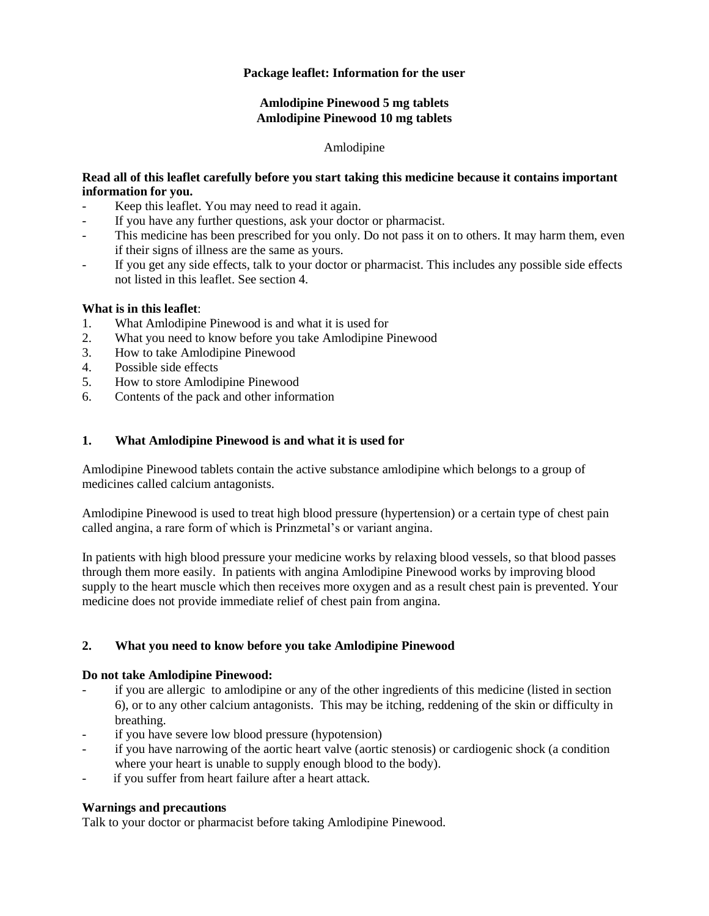**Package leaflet: Information for the user**

**Amlodipine Pinewood 5 mg tablets**
**Amlodipine Pinewood 10 mg tablets**

Amlodipine

**Read all of this leaflet carefully before you start taking this medicine because it contains important information for you.**

- Keep this leaflet. You may need to read it again.
- If you have any further questions, ask your doctor or pharmacist.
- This medicine has been prescribed for you only. Do not pass it on to others. It may harm them, even if their signs of illness are the same as yours.
- If you get any side effects, talk to your doctor or pharmacist. This includes any possible side effects not listed in this leaflet. See section 4.

**What is in this leaflet**:

1. What Amlodipine Pinewood is and what it is used for
2. What you need to know before you take Amlodipine Pinewood
3. How to take Amlodipine Pinewood
4. Possible side effects
5. How to store Amlodipine Pinewood
6. Contents of the pack and other information

## 1. What Amlodipine Pinewood is and what it is used for

Amlodipine Pinewood tablets contain the active substance amlodipine which belongs to a group of medicines called calcium antagonists.

Amlodipine Pinewood is used to treat high blood pressure (hypertension) or a certain type of chest pain called angina, a rare form of which is Prinzmetal's or variant angina.

In patients with high blood pressure your medicine works by relaxing blood vessels, so that blood passes through them more easily. In patients with angina Amlodipine Pinewood works by improving blood supply to the heart muscle which then receives more oxygen and as a result chest pain is prevented. Your medicine does not provide immediate relief of chest pain from angina.

## 2. What you need to know before you take Amlodipine Pinewood

**Do not take Amlodipine Pinewood:**

- if you are allergic to amlodipine or any of the other ingredients of this medicine (listed in section 6), or to any other calcium antagonists. This may be itching, reddening of the skin or difficulty in breathing.
- if you have severe low blood pressure (hypotension)
- if you have narrowing of the aortic heart valve (aortic stenosis) or cardiogenic shock (a condition where your heart is unable to supply enough blood to the body).
- if you suffer from heart failure after a heart attack.

**Warnings and precautions**

Talk to your doctor or pharmacist before taking Amlodipine Pinewood.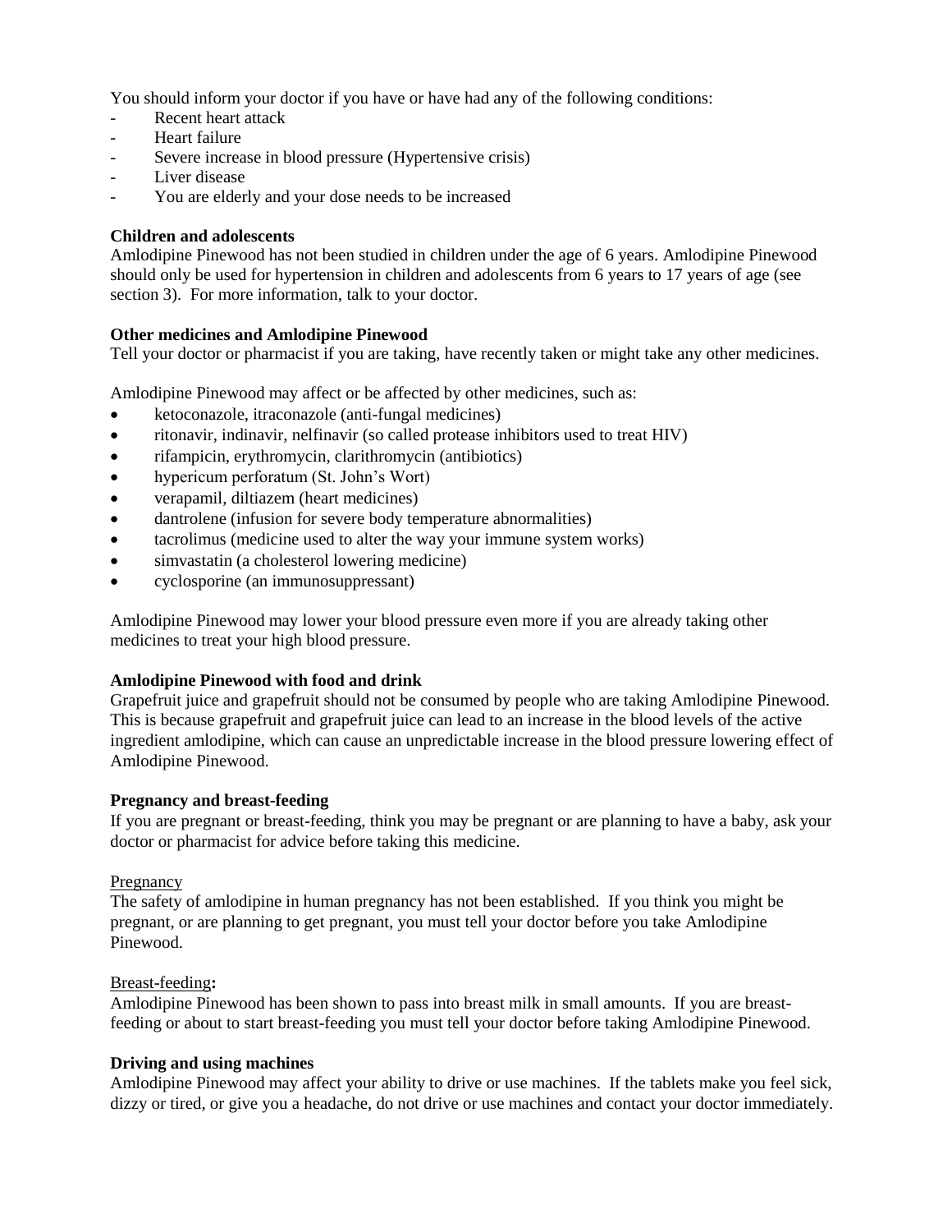You should inform your doctor if you have or have had any of the following conditions:

- Recent heart attack
- Heart failure
- Severe increase in blood pressure (Hypertensive crisis)
- Liver disease
- You are elderly and your dose needs to be increased

**Children and adolescents**

Amlodipine Pinewood has not been studied in children under the age of 6 years. Amlodipine Pinewood should only be used for hypertension in children and adolescents from 6 years to 17 years of age (see section 3). For more information, talk to your doctor.

**Other medicines and Amlodipine Pinewood**

Tell your doctor or pharmacist if you are taking, have recently taken or might take any other medicines.

Amlodipine Pinewood may affect or be affected by other medicines, such as:

- ketoconazole, itraconazole (anti-fungal medicines)
- ritonavir, indinavir, nelfinavir (so called protease inhibitors used to treat HIV)
- rifampicin, erythromycin, clarithromycin (antibiotics)
- hypericum perforatum (St. John's Wort)
- verapamil, diltiazem (heart medicines)
- dantrolene (infusion for severe body temperature abnormalities)
- tacrolimus (medicine used to alter the way your immune system works)
- simvastatin (a cholesterol lowering medicine)
- cyclosporine (an immunosuppressant)

Amlodipine Pinewood may lower your blood pressure even more if you are already taking other medicines to treat your high blood pressure.

**Amlodipine Pinewood with food and drink**

Grapefruit juice and grapefruit should not be consumed by people who are taking Amlodipine Pinewood. This is because grapefruit and grapefruit juice can lead to an increase in the blood levels of the active ingredient amlodipine, which can cause an unpredictable increase in the blood pressure lowering effect of Amlodipine Pinewood.

**Pregnancy and breast-feeding**

If you are pregnant or breast-feeding, think you may be pregnant or are planning to have a baby, ask your doctor or pharmacist for advice before taking this medicine.

Pregnancy

The safety of amlodipine in human pregnancy has not been established. If you think you might be pregnant, or are planning to get pregnant, you must tell your doctor before you take Amlodipine Pinewood.

Breast-feeding**:**

Amlodipine Pinewood has been shown to pass into breast milk in small amounts. If you are breast-feeding or about to start breast-feeding you must tell your doctor before taking Amlodipine Pinewood.

**Driving and using machines**

Amlodipine Pinewood may affect your ability to drive or use machines. If the tablets make you feel sick, dizzy or tired, or give you a headache, do not drive or use machines and contact your doctor immediately.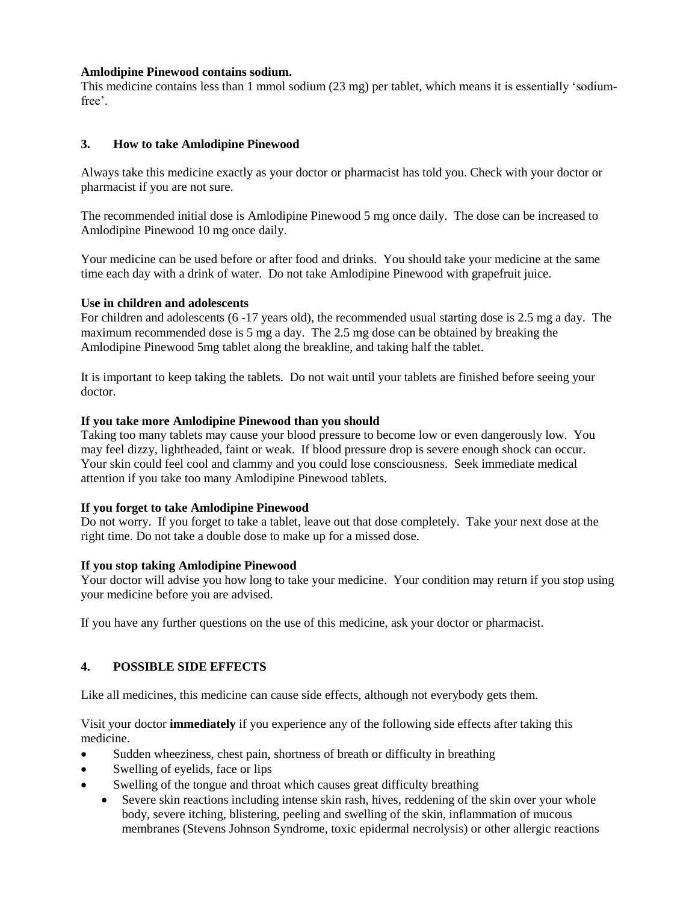**Amlodipine Pinewood contains sodium.**
This medicine contains less than 1 mmol sodium (23 mg) per tablet, which means it is essentially 'sodium-free'.

## 3. How to take Amlodipine Pinewood

Always take this medicine exactly as your doctor or pharmacist has told you. Check with your doctor or pharmacist if you are not sure.

The recommended initial dose is Amlodipine Pinewood 5 mg once daily. The dose can be increased to Amlodipine Pinewood 10 mg once daily.

Your medicine can be used before or after food and drinks. You should take your medicine at the same time each day with a drink of water. Do not take Amlodipine Pinewood with grapefruit juice.

**Use in children and adolescents**
For children and adolescents (6 -17 years old), the recommended usual starting dose is 2.5 mg a day. The maximum recommended dose is 5 mg a day. The 2.5 mg dose can be obtained by breaking the Amlodipine Pinewood 5mg tablet along the breakline, and taking half the tablet.

It is important to keep taking the tablets. Do not wait until your tablets are finished before seeing your doctor.

**If you take more Amlodipine Pinewood than you should**
Taking too many tablets may cause your blood pressure to become low or even dangerously low. You may feel dizzy, lightheaded, faint or weak. If blood pressure drop is severe enough shock can occur. Your skin could feel cool and clammy and you could lose consciousness. Seek immediate medical attention if you take too many Amlodipine Pinewood tablets.

**If you forget to take Amlodipine Pinewood**
Do not worry. If you forget to take a tablet, leave out that dose completely. Take your next dose at the right time. Do not take a double dose to make up for a missed dose.

**If you stop taking Amlodipine Pinewood**
Your doctor will advise you how long to take your medicine. Your condition may return if you stop using your medicine before you are advised.

If you have any further questions on the use of this medicine, ask your doctor or pharmacist.

## 4. POSSIBLE SIDE EFFECTS

Like all medicines, this medicine can cause side effects, although not everybody gets them.

Visit your doctor **immediately** if you experience any of the following side effects after taking this medicine.

- Sudden wheeziness, chest pain, shortness of breath or difficulty in breathing
- Swelling of eyelids, face or lips
- Swelling of the tongue and throat which causes great difficulty breathing
- Severe skin reactions including intense skin rash, hives, reddening of the skin over your whole body, severe itching, blistering, peeling and swelling of the skin, inflammation of mucous membranes (Stevens Johnson Syndrome, toxic epidermal necrolysis) or other allergic reactions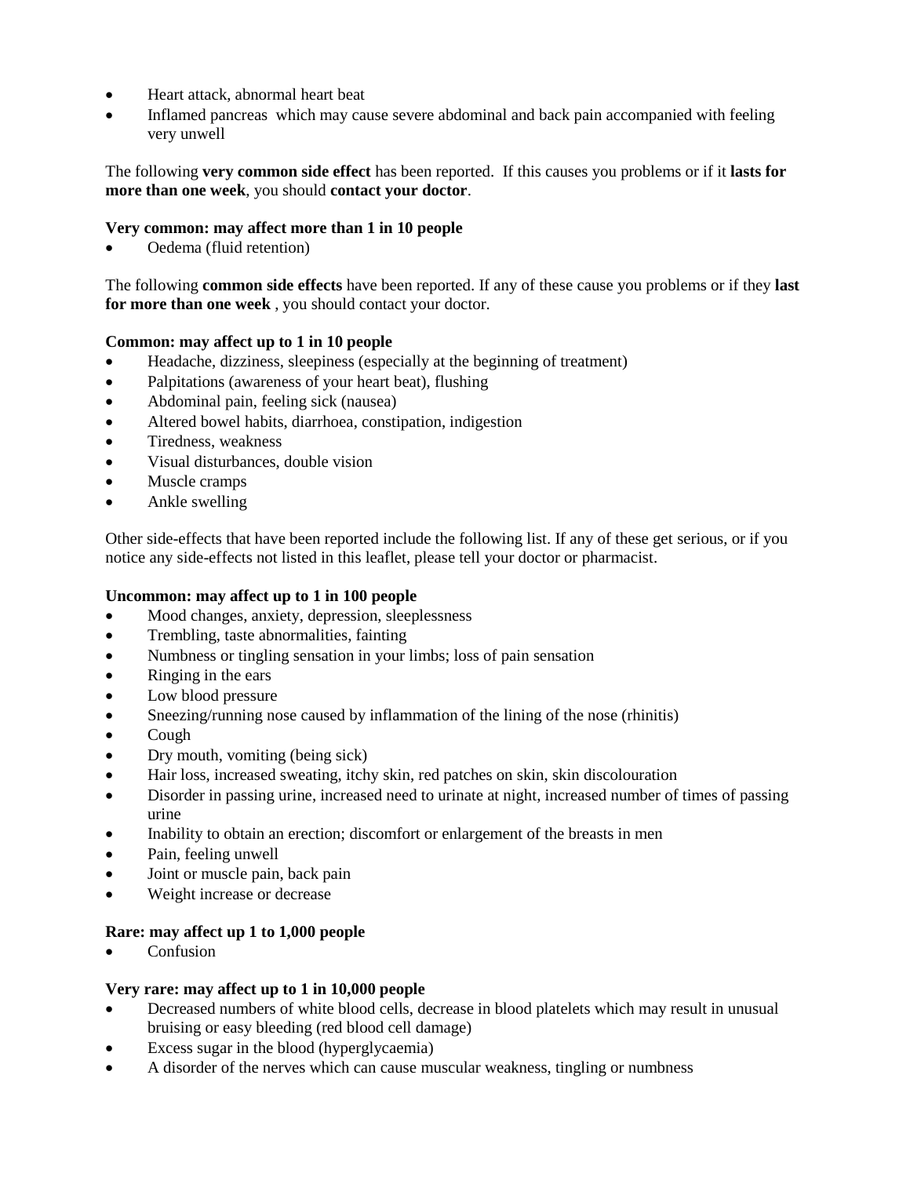- Heart attack, abnormal heart beat
- Inflamed pancreas  which may cause severe abdominal and back pain accompanied with feeling very unwell

The following **very common side effect** has been reported.  If this causes you problems or if it **lasts for more than one week**, you should **contact your doctor**.

**Very common: may affect more than 1 in 10 people**

- Oedema (fluid retention)

The following **common side effects** have been reported. If any of these cause you problems or if they **last for more than one week** , you should contact your doctor.

**Common: may affect up to 1 in 10 people**

- Headache, dizziness, sleepiness (especially at the beginning of treatment)
- Palpitations (awareness of your heart beat), flushing
- Abdominal pain, feeling sick (nausea)
- Altered bowel habits, diarrhoea, constipation, indigestion
- Tiredness, weakness
- Visual disturbances, double vision
- Muscle cramps
- Ankle swelling

Other side-effects that have been reported include the following list. If any of these get serious, or if you notice any side-effects not listed in this leaflet, please tell your doctor or pharmacist.

**Uncommon: may affect up to 1 in 100 people**

- Mood changes, anxiety, depression, sleeplessness
- Trembling, taste abnormalities, fainting
- Numbness or tingling sensation in your limbs; loss of pain sensation
- Ringing in the ears
- Low blood pressure
- Sneezing/running nose caused by inflammation of the lining of the nose (rhinitis)
- Cough
- Dry mouth, vomiting (being sick)
- Hair loss, increased sweating, itchy skin, red patches on skin, skin discolouration
- Disorder in passing urine, increased need to urinate at night, increased number of times of passing urine
- Inability to obtain an erection; discomfort or enlargement of the breasts in men
- Pain, feeling unwell
- Joint or muscle pain, back pain
- Weight increase or decrease

**Rare: may affect up 1 to 1,000 people**

- Confusion

**Very rare: may affect up to 1 in 10,000 people**

- Decreased numbers of white blood cells, decrease in blood platelets which may result in unusual bruising or easy bleeding (red blood cell damage)
- Excess sugar in the blood (hyperglycaemia)
- A disorder of the nerves which can cause muscular weakness, tingling or numbness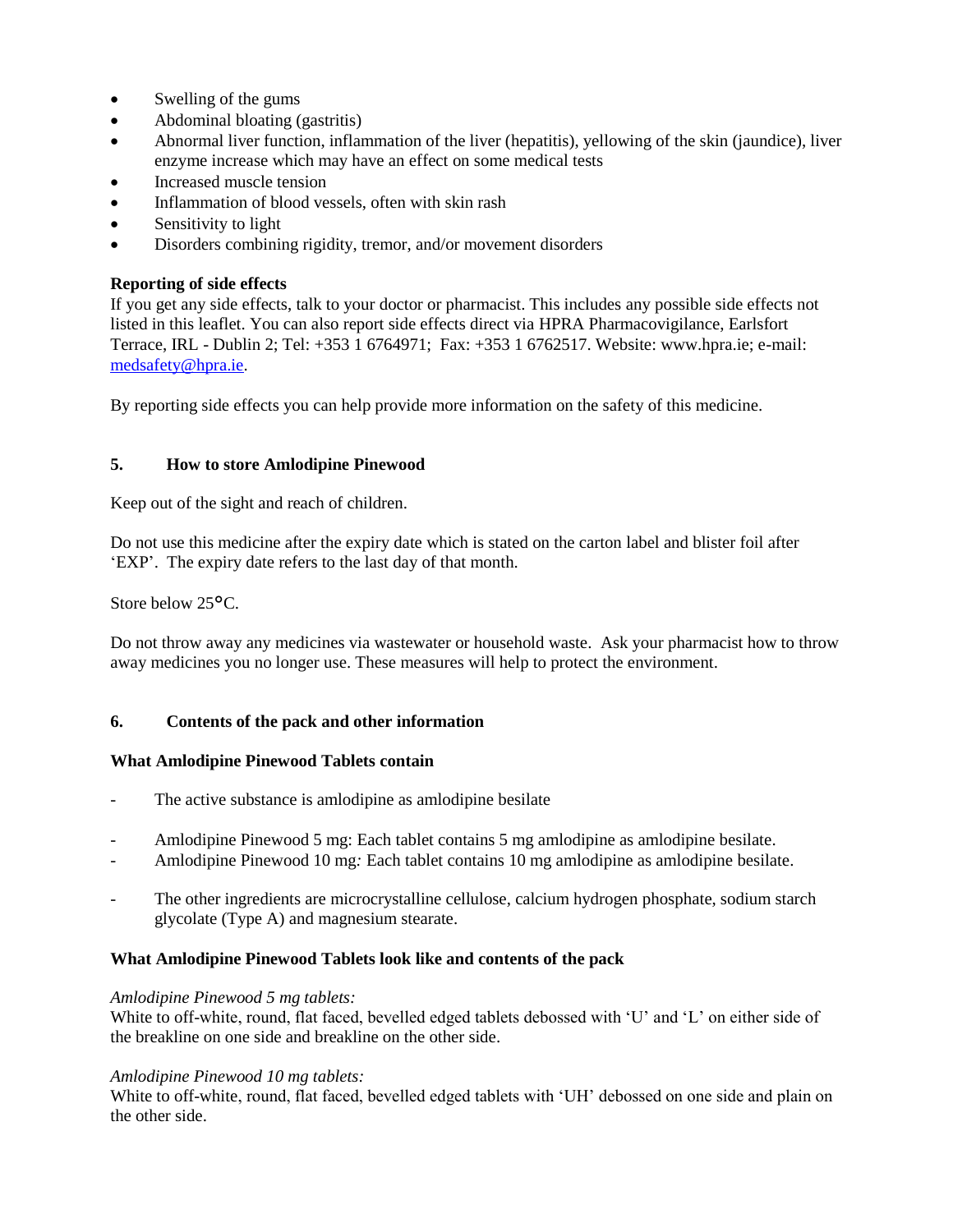- Swelling of the gums
- Abdominal bloating (gastritis)
- Abnormal liver function, inflammation of the liver (hepatitis), yellowing of the skin (jaundice), liver enzyme increase which may have an effect on some medical tests
- Increased muscle tension
- Inflammation of blood vessels, often with skin rash
- Sensitivity to light
- Disorders combining rigidity, tremor, and/or movement disorders

**Reporting of side effects**
If you get any side effects, talk to your doctor or pharmacist. This includes any possible side effects not listed in this leaflet. You can also report side effects direct via HPRA Pharmacovigilance, Earlsfort Terrace, IRL - Dublin 2; Tel: +353 1 6764971; Fax: +353 1 6762517. Website: www.hpra.ie; e-mail: medsafety@hpra.ie.

By reporting side effects you can help provide more information on the safety of this medicine.

## 5. How to store Amlodipine Pinewood

Keep out of the sight and reach of children.

Do not use this medicine after the expiry date which is stated on the carton label and blister foil after 'EXP'. The expiry date refers to the last day of that month.

Store below 25°C.

Do not throw away any medicines via wastewater or household waste. Ask your pharmacist how to throw away medicines you no longer use. These measures will help to protect the environment.

## 6. Contents of the pack and other information

**What Amlodipine Pinewood Tablets contain**

- The active substance is amlodipine as amlodipine besilate

- Amlodipine Pinewood 5 mg: Each tablet contains 5 mg amlodipine as amlodipine besilate.
- Amlodipine Pinewood 10 mg: Each tablet contains 10 mg amlodipine as amlodipine besilate.

- The other ingredients are microcrystalline cellulose, calcium hydrogen phosphate, sodium starch glycolate (Type A) and magnesium stearate.

**What Amlodipine Pinewood Tablets look like and contents of the pack**

*Amlodipine Pinewood 5 mg tablets:*
White to off-white, round, flat faced, bevelled edged tablets debossed with 'U' and 'L' on either side of the breakline on one side and breakline on the other side.

*Amlodipine Pinewood 10 mg tablets:*
White to off-white, round, flat faced, bevelled edged tablets with 'UH' debossed on one side and plain on the other side.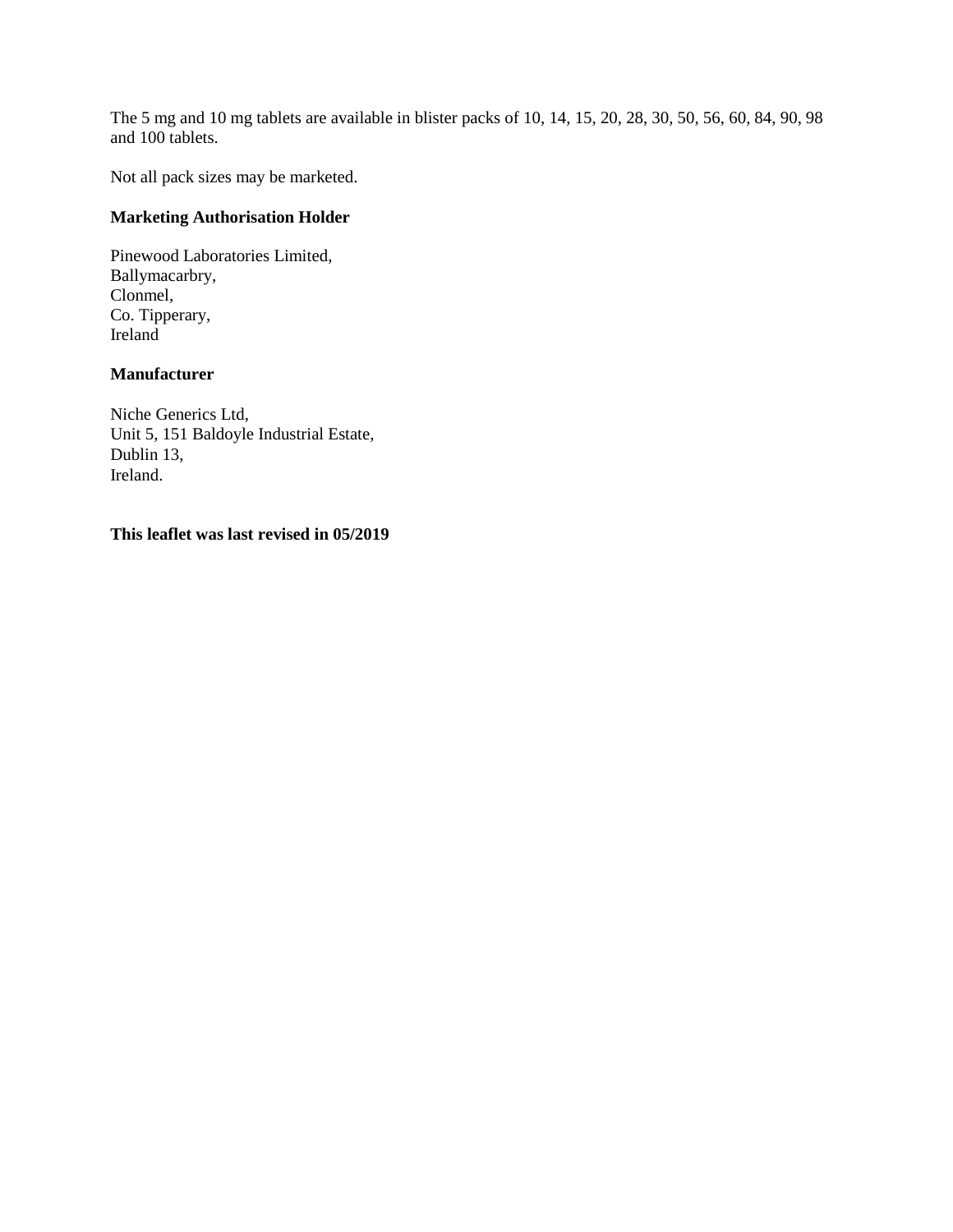The 5 mg and 10 mg tablets are available in blister packs of 10, 14, 15, 20, 28, 30, 50, 56, 60, 84, 90, 98 and 100 tablets.

Not all pack sizes may be marketed.

**Marketing Authorisation Holder**

Pinewood Laboratories Limited,
Ballymacarbry,
Clonmel,
Co. Tipperary,
Ireland

**Manufacturer**

Niche Generics Ltd,
Unit 5, 151 Baldoyle Industrial Estate,
Dublin 13,
Ireland.

**This leaflet was last revised in 05/2019**